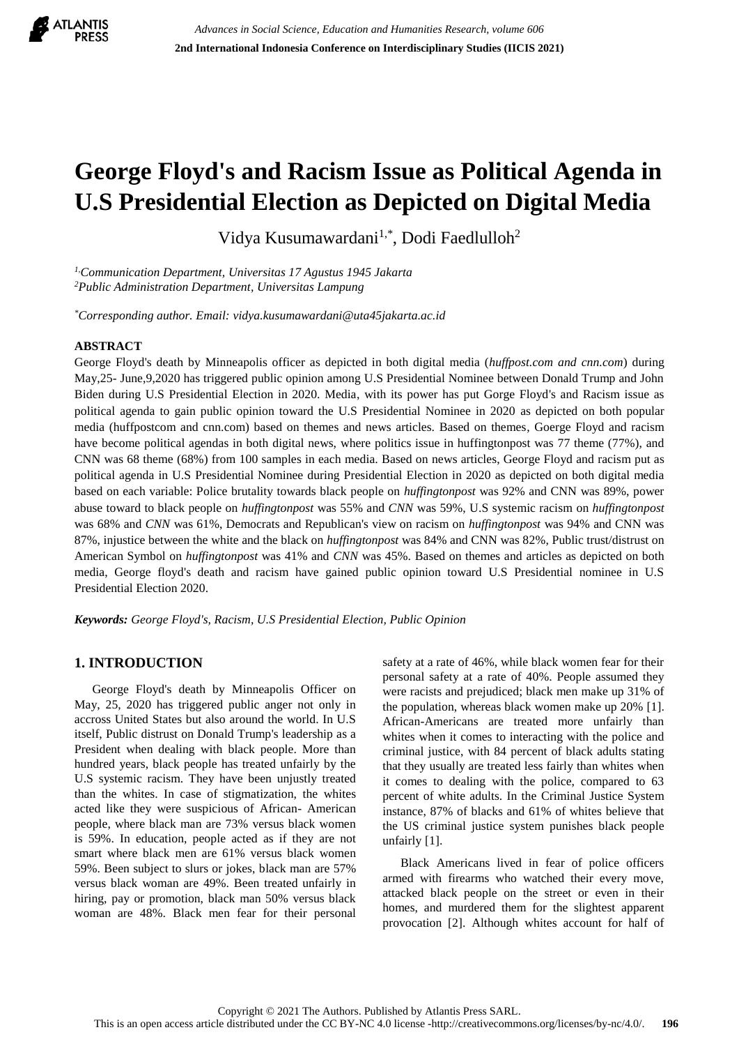# George Floyd's and Racism Issue as Political Agenda in U.S Presidential Election as Depicted on Digital Media

Vidya Kusumawardani[1,*], Dodi Faedlulloh[2]

[1] *Communication Department, Universitas 17 Agustus 1945 Jakarta*
[2] *Public Administration Department, Universitas Lampung*

[*] *Corresponding author. Email: vidya.kusumawardani@uta45jakarta.ac.id*

## ABSTRACT

George Floyd's death by Minneapolis officer as depicted in both digital media (*huffpost.com and cnn.com*) during May,25- June,9,2020 has triggered public opinion among U.S Presidential Nominee between Donald Trump and John Biden during U.S Presidential Election in 2020. Media, with its power has put Gorge Floyd's and Racism issue as political agenda to gain public opinion toward the U.S Presidential Nominee in 2020 as depicted on both popular media (huffpostcom and cnn.com) based on themes and news articles. Based on themes, Goerge Floyd and racism have become political agendas in both digital news, where politics issue in huffingtonpost was 77 theme (77%), and CNN was 68 theme (68%) from 100 samples in each media. Based on news articles, George Floyd and racism put as political agenda in U.S Presidential Nominee during Presidential Election in 2020 as depicted on both digital media based on each variable: Police brutality towards black people on *huffingtonpost* was 92% and CNN was 89%, power abuse toward to black people on *huffingtonpost* was 55% and *CNN* was 59%, U.S systemic racism on *huffingtonpost* was 68% and *CNN* was 61%, Democrats and Republican's view on racism on *huffingtonpost* was 94% and CNN was 87%, injustice between the white and the black on *huffingtonpost* was 84% and CNN was 82%, Public trust/distrust on American Symbol on *huffingtonpost* was 41% and *CNN* was 45%. Based on themes and articles as depicted on both media, George floyd's death and racism have gained public opinion toward U.S Presidential nominee in U.S Presidential Election 2020.

***Keywords:*** *George Floyd's, Racism, U.S Presidential Election, Public Opinion*

## 1. INTRODUCTION

George Floyd's death by Minneapolis Officer on May, 25, 2020 has triggered public anger not only in accross United States but also around the world. In U.S itself, Public distrust on Donald Trump's leadership as a President when dealing with black people. More than hundred years, black people has treated unfairly by the U.S systemic racism. They have been unjustly treated than the whites. In case of stigmatization, the whites acted like they were suspicious of African- American people, where black man are 73% versus black women is 59%. In education, people acted as if they are not smart where black men are 61% versus black women 59%. Been subject to slurs or jokes, black man are 57% versus black woman are 49%. Been treated unfairly in hiring, pay or promotion, black man 50% versus black woman are 48%. Black men fear for their personal safety at a rate of 46%, while black women fear for their personal safety at a rate of 40%. People assumed they were racists and prejudiced; black men make up 31% of the population, whereas black women make up 20% [1]. African-Americans are treated more unfairly than whites when it comes to interacting with the police and criminal justice, with 84 percent of black adults stating that they usually are treated less fairly than whites when it comes to dealing with the police, compared to 63 percent of white adults. In the Criminal Justice System instance, 87% of blacks and 61% of whites believe that the US criminal justice system punishes black people unfairly [1].

Black Americans lived in fear of police officers armed with firearms who watched their every move, attacked black people on the street or even in their homes, and murdered them for the slightest apparent provocation [2]. Although whites account for half of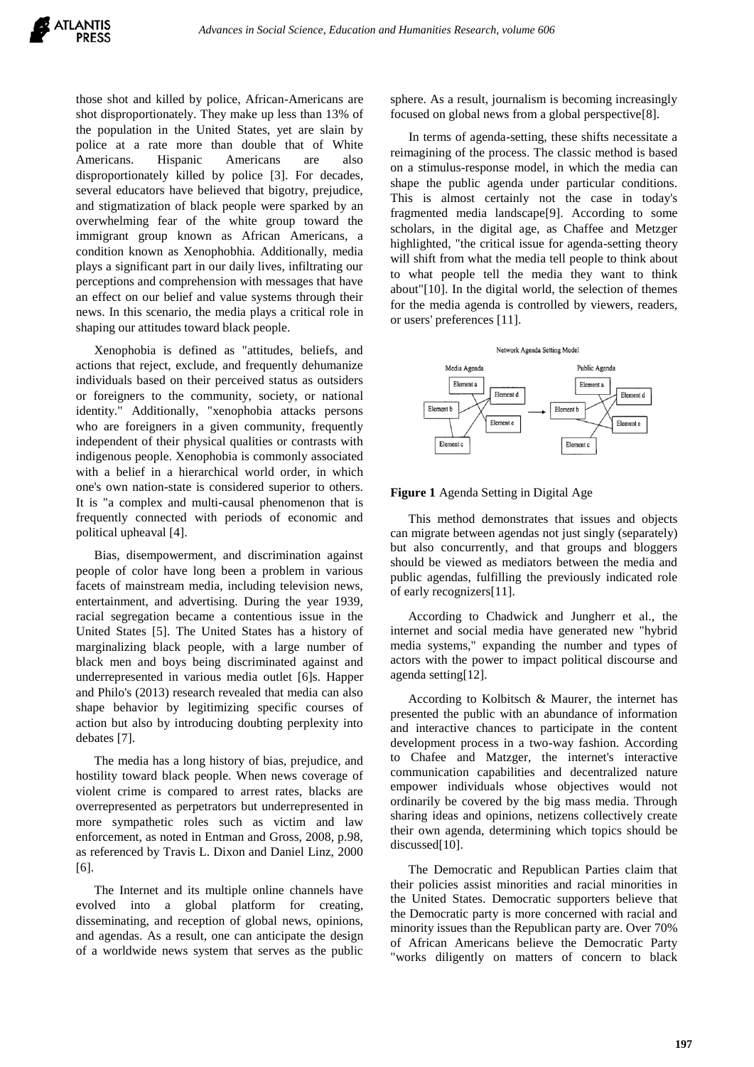those shot and killed by police, African-Americans are shot disproportionately. They make up less than 13% of the population in the United States, yet are slain by police at a rate more than double that of White Americans. Hispanic Americans are also disproportionately killed by police [3]. For decades, several educators have believed that bigotry, prejudice, and stigmatization of black people were sparked by an overwhelming fear of the white group toward the immigrant group known as African Americans, a condition known as Xenophobhia. Additionally, media plays a significant part in our daily lives, infiltrating our perceptions and comprehension with messages that have an effect on our belief and value systems through their news. In this scenario, the media plays a critical role in shaping our attitudes toward black people.

Xenophobia is defined as "attitudes, beliefs, and actions that reject, exclude, and frequently dehumanize individuals based on their perceived status as outsiders or foreigners to the community, society, or national identity." Additionally, "xenophobia attacks persons who are foreigners in a given community, frequently independent of their physical qualities or contrasts with indigenous people. Xenophobia is commonly associated with a belief in a hierarchical world order, in which one's own nation-state is considered superior to others. It is "a complex and multi-causal phenomenon that is frequently connected with periods of economic and political upheaval [4].

Bias, disempowerment, and discrimination against people of color have long been a problem in various facets of mainstream media, including television news, entertainment, and advertising. During the year 1939, racial segregation became a contentious issue in the United States [5]. The United States has a history of marginalizing black people, with a large number of black men and boys being discriminated against and underrepresented in various media outlet [6]s. Happer and Philo's (2013) research revealed that media can also shape behavior by legitimizing specific courses of action but also by introducing doubting perplexity into debates [7].

The media has a long history of bias, prejudice, and hostility toward black people. When news coverage of violent crime is compared to arrest rates, blacks are overrepresented as perpetrators but underrepresented in more sympathetic roles such as victim and law enforcement, as noted in Entman and Gross, 2008, p.98, as referenced by Travis L. Dixon and Daniel Linz, 2000 [6].

The Internet and its multiple online channels have evolved into a global platform for creating, disseminating, and reception of global news, opinions, and agendas. As a result, one can anticipate the design of a worldwide news system that serves as the public sphere. As a result, journalism is becoming increasingly focused on global news from a global perspective[8].

In terms of agenda-setting, these shifts necessitate a reimagining of the process. The classic method is based on a stimulus-response model, in which the media can shape the public agenda under particular conditions. This is almost certainly not the case in today's fragmented media landscape[9]. According to some scholars, in the digital age, as Chaffee and Metzger highlighted, "the critical issue for agenda-setting theory will shift from what the media tell people to think about to what people tell the media they want to think about"[10]. In the digital world, the selection of themes for the media agenda is controlled by viewers, readers, or users' preferences [11].

**Figure 1** Agenda Setting in Digital Age

This method demonstrates that issues and objects can migrate between agendas not just singly (separately) but also concurrently, and that groups and bloggers should be viewed as mediators between the media and public agendas, fulfilling the previously indicated role of early recognizers[11].

According to Chadwick and Jungherr et al., the internet and social media have generated new "hybrid media systems," expanding the number and types of actors with the power to impact political discourse and agenda setting[12].

According to Kolbitsch & Maurer, the internet has presented the public with an abundance of information and interactive chances to participate in the content development process in a two-way fashion. According to Chafee and Matzger, the internet's interactive communication capabilities and decentralized nature empower individuals whose objectives would not ordinarily be covered by the big mass media. Through sharing ideas and opinions, netizens collectively create their own agenda, determining which topics should be discussed[10].

The Democratic and Republican Parties claim that their policies assist minorities and racial minorities in the United States. Democratic supporters believe that the Democratic party is more concerned with racial and minority issues than the Republican party are. Over 70% of African Americans believe the Democratic Party "works diligently on matters of concern to black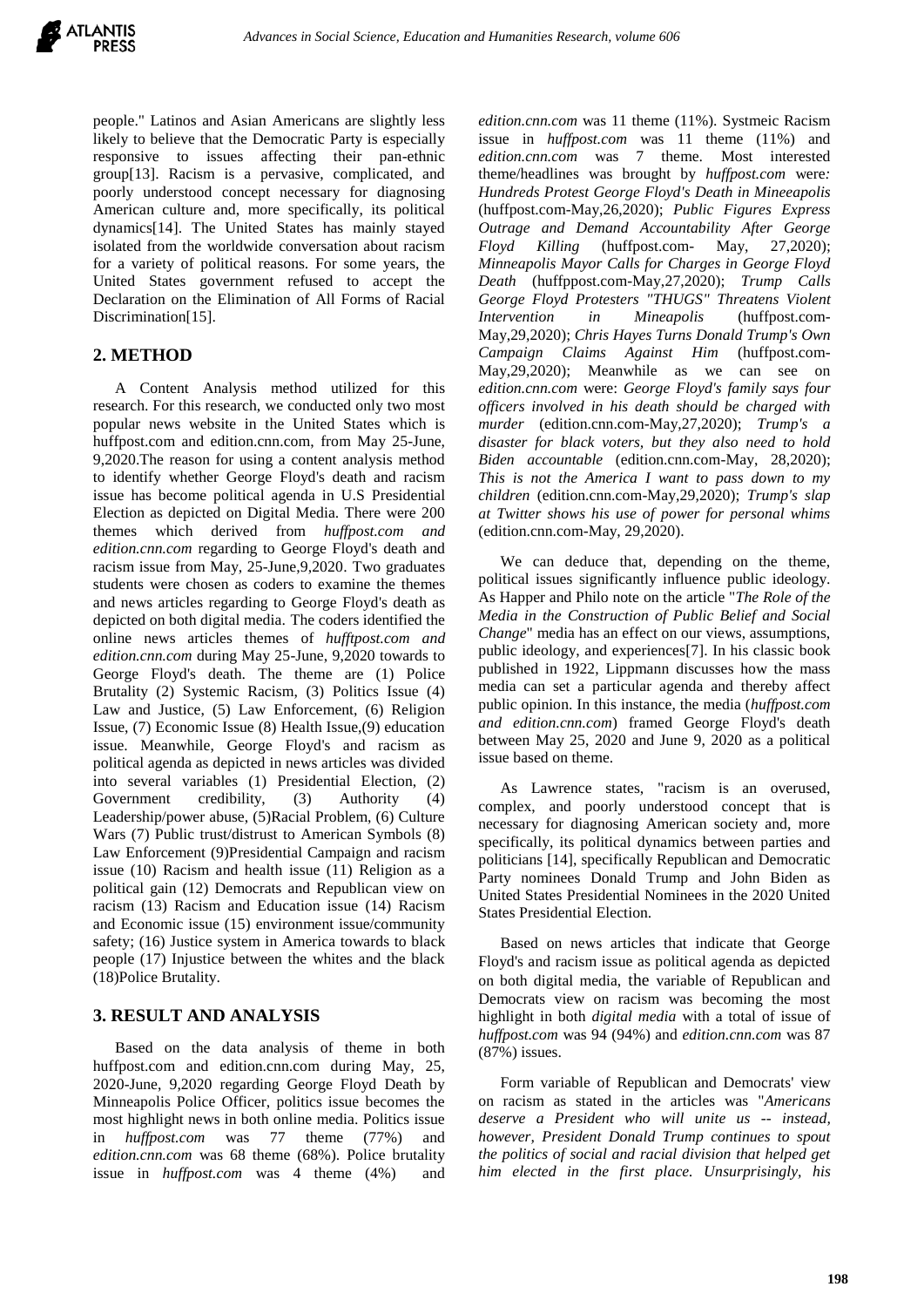people." Latinos and Asian Americans are slightly less likely to believe that the Democratic Party is especially responsive to issues affecting their pan-ethnic group[13]. Racism is a pervasive, complicated, and poorly understood concept necessary for diagnosing American culture and, more specifically, its political dynamics[14]. The United States has mainly stayed isolated from the worldwide conversation about racism for a variety of political reasons. For some years, the United States government refused to accept the Declaration on the Elimination of All Forms of Racial Discrimination[15].

## 2. METHOD

A Content Analysis method utilized for this research. For this research, we conducted only two most popular news website in the United States which is huffpost.com and edition.cnn.com, from May 25-June, 9,2020.The reason for using a content analysis method to identify whether George Floyd's death and racism issue has become political agenda in U.S Presidential Election as depicted on Digital Media. There were 200 themes which derived from *huffpost.com and edition.cnn.com* regarding to George Floyd's death and racism issue from May, 25-June,9,2020. Two graduates students were chosen as coders to examine the themes and news articles regarding to George Floyd's death as depicted on both digital media. The coders identified the online news articles themes of *hufftpost.com and edition.cnn.com* during May 25-June, 9,2020 towards to George Floyd's death. The theme are (1) Police Brutality (2) Systemic Racism, (3) Politics Issue (4) Law and Justice, (5) Law Enforcement, (6) Religion Issue, (7) Economic Issue (8) Health Issue,(9) education issue. Meanwhile, George Floyd's and racism as political agenda as depicted in news articles was divided into several variables (1) Presidential Election, (2) Government credibility, (3) Authority (4) Leadership/power abuse, (5)Racial Problem, (6) Culture Wars (7) Public trust/distrust to American Symbols (8) Law Enforcement (9)Presidential Campaign and racism issue (10) Racism and health issue (11) Religion as a political gain (12) Democrats and Republican view on racism (13) Racism and Education issue (14) Racism and Economic issue (15) environment issue/community safety; (16) Justice system in America towards to black people (17) Injustice between the whites and the black (18)Police Brutality.

## 3. RESULT AND ANALYSIS

Based on the data analysis of theme in both huffpost.com and edition.cnn.com during May, 25, 2020-June, 9,2020 regarding George Floyd Death by Minneapolis Police Officer, politics issue becomes the most highlight news in both online media. Politics issue in *huffpost.com* was 77 theme (77%) and *edition.cnn.com* was 68 theme (68%). Police brutality issue in *huffpost.com* was 4 theme (4%) and *edition.cnn.com* was 11 theme (11%). Systmeic Racism issue in *huffpost.com* was 11 theme (11%) and *edition.cnn.com* was 7 theme. Most interested theme/headlines was brought by *huffpost.com* were*: Hundreds Protest George Floyd's Death in Mineeapolis* (huffpost.com-May,26,2020); *Public Figures Express Outrage and Demand Accountability After George Floyd Killing* (huffpost.com- May, 27,2020); *Minneapolis Mayor Calls for Charges in George Floyd Death* (huffppost.com-May,27,2020); *Trump Calls George Floyd Protesters "THUGS" Threatens Violent Intervention in Mineapolis* (huffpost.com-May,29,2020); *Chris Hayes Turns Donald Trump's Own Campaign Claims Against Him* (huffpost.com-May,29,2020); Meanwhile as we can see on *edition.cnn.com* were: *George Floyd's family says four officers involved in his death should be charged with murder* (edition.cnn.com-May,27,2020); *Trump's a disaster for black voters, but they also need to hold Biden accountable* (edition.cnn.com-May, 28,2020); *This is not the America I want to pass down to my children* (edition.cnn.com-May,29,2020); *Trump's slap at Twitter shows his use of power for personal whims* (edition.cnn.com-May, 29,2020).

We can deduce that, depending on the theme, political issues significantly influence public ideology. As Happer and Philo note on the article "*The Role of the Media in the Construction of Public Belief and Social Change*" media has an effect on our views, assumptions, public ideology, and experiences[7]. In his classic book published in 1922, Lippmann discusses how the mass media can set a particular agenda and thereby affect public opinion. In this instance, the media (*huffpost.com and edition.cnn.com*) framed George Floyd's death between May 25, 2020 and June 9, 2020 as a political issue based on theme.

As Lawrence states, "racism is an overused, complex, and poorly understood concept that is necessary for diagnosing American society and, more specifically, its political dynamics between parties and politicians [14], specifically Republican and Democratic Party nominees Donald Trump and John Biden as United States Presidential Nominees in the 2020 United States Presidential Election.

Based on news articles that indicate that George Floyd's and racism issue as political agenda as depicted on both digital media, the variable of Republican and Democrats view on racism was becoming the most highlight in both *digital media* with a total of issue of *huffpost.com* was 94 (94%) and *edition.cnn.com* was 87 (87%) issues.

Form variable of Republican and Democrats' view on racism as stated in the articles was "*Americans deserve a President who will unite us -- instead, however, President Donald Trump continues to spout the politics of social and racial division that helped get him elected in the first place. Unsurprisingly, his*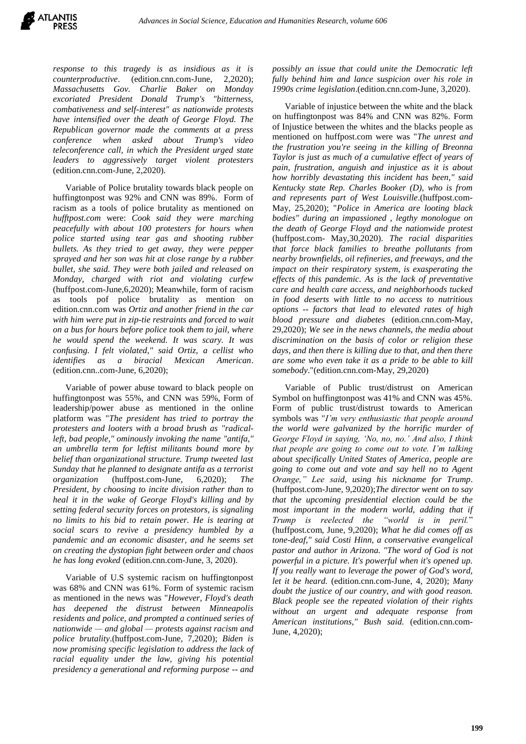*response to this tragedy is as insidious as it is counterproductive*. (edition.cnn.com-June, 2,2020); *Massachusetts Gov. Charlie Baker on Monday excoriated President Donald Trump's "bitterness, combativeness and self-interest" as nationwide protests have intensified over the death of George Floyd. The Republican governor made the comments at a press conference when asked about Trump's video teleconference call, in which the President urged state leaders to aggressively target violent protesters* (edition.cnn.com-June, 2,2020).

Variable of Police brutality towards black people on huffingtonpost was 92% and CNN was 89%. Form of racism as a tools of police brutality as mentioned on *hufftpost.com* were: *Cook said they were marching peacefully with about 100 protesters for hours when police started using tear gas and shooting rubber bullets. As they tried to get away, they were pepper sprayed and her son was hit at close range by a rubber bullet, she said. They were both jailed and released on Monday, charged with riot and violating curfew* (huffpost.com-June,6,2020); Meanwhile, form of racism as tools pof police brutality as mention on edition.cnn.com was *Ortiz and another friend in the car with him were put in zip-tie restraints and forced to wait on a bus for hours before police took them to jail, where he would spend the weekend. It was scary. It was confusing. I felt violated," said Ortiz, a cellist who identifies as a biracial Mexican American*. (edition.cnn..com-June, 6,2020);

Variable of power abuse toward to black people on huffingtonpost was 55%, and CNN was 59%, Form of leadership/power abuse as mentioned in the online platform was "*The president has tried to portray the protesters and looters with a broad brush as "radical-left, bad people," ominously invoking the name "antifa," an umbrella term for leftist militants bound more by belief than organizational structure. Trump tweeted last Sunday that he planned to designate antifa as a terrorist organization* (huffpost.com-June, 6,2020); *The President, by choosing to incite division rather than to heal it in the wake of George Floyd's killing and by setting federal security forces on protestors, is signaling no limits to his bid to retain power. He is tearing at social scars to revive a presidency humbled by a pandemic and an economic disaster, and he seems set on creating the dystopian fight between order and chaos he has long evoked* (edition.cnn.com-June, 3, 2020).

Variable of U.S systemic racism on huffingtonpost was 68% and CNN was 61%. Form of systemic racism as mentioned in the news was "*However, Floyd's death has deepened the distrust between Minneapolis residents and police, and prompted a continued series of nationwide — and global — protests against racism and police brutality*.(huffpost.com-June, 7,2020); *Biden is now promising specific legislation to address the lack of racial equality under the law, giving his potential presidency a generational and reforming purpose -- and possibly an issue that could unite the Democratic left fully behind him and lance suspicion over his role in 1990s crime legislation*.(edition.cnn.com-June, 3,2020).

Variable of injustice between the white and the black on huffingtonpost was 84% and CNN was 82%. Form of Injustice between the whites and the blacks people as mentioned on huffpost.com were was "*The unrest and the frustration you're seeing in the killing of Breonna Taylor is just as much of a cumulative effect of years of pain, frustration, anguish and injustice as it is about how horribly devastating this incident has been," said Kentucky state Rep. Charles Booker (D), who is from and represents part of West Louisville*.(huffpost.com-May, 25,2020); "*Police in America are looting black bodies" during an impassioned , legthy monologue on the death of George Floyd and the nationwide protest* (huffpost.com- May,30,2020). *The racial disparities that force black families to breathe pollutants from nearby brownfields, oil refineries, and freeways, and the impact on their respiratory system, is exasperating the effects of this pandemic. As is the lack of preventative care and health care access, and neighborhoods tucked in food deserts with little to no access to nutritious options -- factors that lead to elevated rates of high blood pressure and diabetes* (edition.cnn.com-May, 29,2020); *We see in the news channels, the media about discrimination on the basis of color or religion these days, and then there is killing due to that, and then there are some who even take it as a pride to be able to kill somebody*."(edition.cnn.com-May, 29,2020)

Variable of Public trust/distrust on American Symbol on huffingtonpost was 41% and CNN was 45%. Form of public trust/distrust towards to American symbols was "*I'm very enthusiastic that people around the world were galvanized by the horrific murder of George Floyd in saying, 'No, no, no.' And also, I think that people are going to come out to vote. I'm talking about specifically United States of America, people are going to come out and vote and say hell no to Agent Orange," Lee said, using his nickname for Trump*. (huffpost.com-June, 9,2020);*The director went on to say that the upcoming presidential election could be the most important in the modern world, adding that if Trump is reelected the "world is in peril.*" (huffpost.com, June, 9,2020); *What he did comes off as tone-deaf," said Costi Hinn, a conservative evangelical pastor and author in Arizona. "The word of God is not powerful in a picture. It's powerful when it's opened up. If you really want to leverage the power of God's word, let it be heard.* (edition.cnn.com-June, 4, 2020); *Many doubt the justice of our country, and with good reason. Black people see the repeated violation of their rights without an urgent and adequate response from American institutions," Bush said.* (edition.cnn.com-June, 4,2020);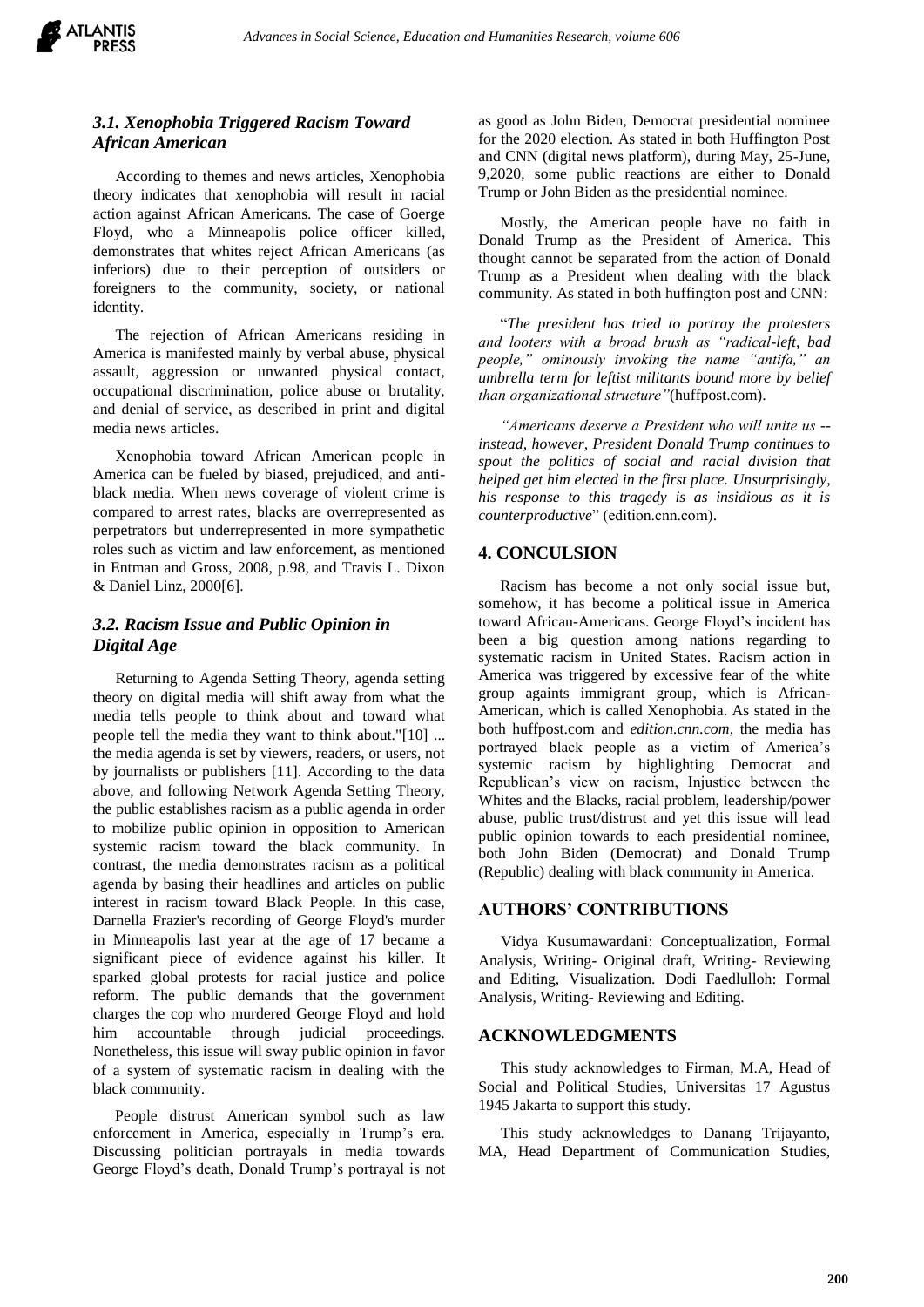### *3.1. Xenophobia Triggered Racism Toward African American*

According to themes and news articles, Xenophobia theory indicates that xenophobia will result in racial action against African Americans. The case of Goerge Floyd, who a Minneapolis police officer killed, demonstrates that whites reject African Americans (as inferiors) due to their perception of outsiders or foreigners to the community, society, or national identity.

The rejection of African Americans residing in America is manifested mainly by verbal abuse, physical assault, aggression or unwanted physical contact, occupational discrimination, police abuse or brutality, and denial of service, as described in print and digital media news articles.

Xenophobia toward African American people in America can be fueled by biased, prejudiced, and anti-black media. When news coverage of violent crime is compared to arrest rates, blacks are overrepresented as perpetrators but underrepresented in more sympathetic roles such as victim and law enforcement, as mentioned in Entman and Gross, 2008, p.98, and Travis L. Dixon & Daniel Linz, 2000[6].

### *3.2. Racism Issue and Public Opinion in Digital Age*

Returning to Agenda Setting Theory, agenda setting theory on digital media will shift away from what the media tells people to think about and toward what people tell the media they want to think about."[10] ... the media agenda is set by viewers, readers, or users, not by journalists or publishers [11]. According to the data above, and following Network Agenda Setting Theory, the public establishes racism as a public agenda in order to mobilize public opinion in opposition to American systemic racism toward the black community. In contrast, the media demonstrates racism as a political agenda by basing their headlines and articles on public interest in racism toward Black People. In this case, Darnella Frazier's recording of George Floyd's murder in Minneapolis last year at the age of 17 became a significant piece of evidence against his killer. It sparked global protests for racial justice and police reform. The public demands that the government charges the cop who murdered George Floyd and hold him accountable through judicial proceedings. Nonetheless, this issue will sway public opinion in favor of a system of systematic racism in dealing with the black community.

People distrust American symbol such as law enforcement in America, especially in Trump's era. Discussing politician portrayals in media towards George Floyd's death, Donald Trump's portrayal is not as good as John Biden, Democrat presidential nominee for the 2020 election. As stated in both Huffington Post and CNN (digital news platform), during May, 25-June, 9,2020, some public reactions are either to Donald Trump or John Biden as the presidential nominee.

Mostly, the American people have no faith in Donald Trump as the President of America. This thought cannot be separated from the action of Donald Trump as a President when dealing with the black community. As stated in both huffington post and CNN:

"*The president has tried to portray the protesters and looters with a broad brush as "radical-left, bad people," ominously invoking the name "antifa," an umbrella term for leftist militants bound more by belief than organizational structure"*(huffpost.com).

*"Americans deserve a President who will unite us -- instead, however, President Donald Trump continues to spout the politics of social and racial division that helped get him elected in the first place. Unsurprisingly, his response to this tragedy is as insidious as it is counterproductive*" (edition.cnn.com).

## 4. CONCULSION

Racism has become a not only social issue but, somehow, it has become a political issue in America toward African-Americans. George Floyd's incident has been a big question among nations regarding to systematic racism in United States. Racism action in America was triggered by excessive fear of the white group againts immigrant group, which is African-American, which is called Xenophobia. As stated in the both huffpost.com and *edition.cnn.com,* the media has portrayed black people as a victim of America's systemic racism by highlighting Democrat and Republican's view on racism, Injustice between the Whites and the Blacks, racial problem, leadership/power abuse, public trust/distrust and yet this issue will lead public opinion towards to each presidential nominee, both John Biden (Democrat) and Donald Trump (Republic) dealing with black community in America.

## AUTHORS' CONTRIBUTIONS

Vidya Kusumawardani: Conceptualization, Formal Analysis, Writing- Original draft, Writing- Reviewing and Editing, Visualization. Dodi Faedlulloh: Formal Analysis, Writing- Reviewing and Editing.

## ACKNOWLEDGMENTS

This study acknowledges to Firman, M.A, Head of Social and Political Studies, Universitas 17 Agustus 1945 Jakarta to support this study.

This study acknowledges to Danang Trijayanto, MA, Head Department of Communication Studies,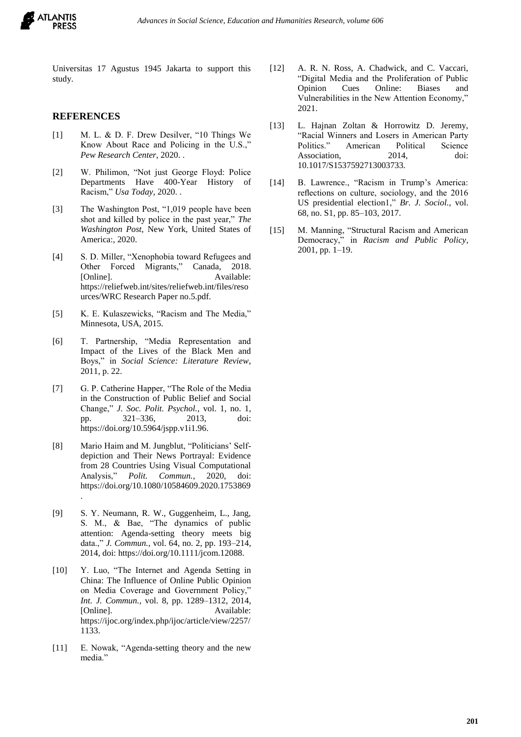Universitas 17 Agustus 1945 Jakarta to support this study.

## REFERENCES

[1] M. L. & D. F. Drew Desilver, "10 Things We Know About Race and Policing in the U.S.," *Pew Research Center*, 2020. .

[2] W. Philimon, "Not just George Floyd: Police Departments Have 400-Year History of Racism," *Usa Today*, 2020. .

[3] The Washington Post, "1,019 people have been shot and killed by police in the past year," *The Washington Post*, New York, United States of America:, 2020.

[4] S. D. Miller, "Xenophobia toward Refugees and Other Forced Migrants," Canada, 2018. [Online]. Available: https://reliefweb.int/sites/reliefweb.int/files/resources/WRC Research Paper no.5.pdf.

[5] K. E. Kulaszewicks, "Racism and The Media," Minnesota, USA, 2015.

[6] T. Partnership, "Media Representation and Impact of the Lives of the Black Men and Boys," in *Social Science: Literature Review*, 2011, p. 22.

[7] G. P. Catherine Happer, "The Role of the Media in the Construction of Public Belief and Social Change," *J. Soc. Polit. Psychol.*, vol. 1, no. 1, pp. 321–336, 2013, doi: https://doi.org/10.5964/jspp.v1i1.96.

[8] Mario Haim and M. Jungblut, "Politicians' Self-depiction and Their News Portrayal: Evidence from 28 Countries Using Visual Computational Analysis," *Polit. Commun.*, 2020, doi: https://doi.org/10.1080/10584609.2020.1753869.

[9] S. Y. Neumann, R. W., Guggenheim, L., Jang, S. M., & Bae, "The dynamics of public attention: Agenda-setting theory meets big data.," *J. Commun.*, vol. 64, no. 2, pp. 193–214, 2014, doi: https://doi.org/10.1111/jcom.12088.

[10] Y. Luo, "The Internet and Agenda Setting in China: The Influence of Online Public Opinion on Media Coverage and Government Policy," *Int. J. Commun.*, vol. 8, pp. 1289–1312, 2014, [Online]. Available: https://ijoc.org/index.php/ijoc/article/view/2257/1133.

[11] E. Nowak, "Agenda-setting theory and the new media."

[12] A. R. N. Ross, A. Chadwick, and C. Vaccari, "Digital Media and the Proliferation of Public Opinion Cues Online: Biases and Vulnerabilities in the New Attention Economy," 2021.

[13] L. Hajnan Zoltan & Horrowitz D. Jeremy, "Racial Winners and Losers in American Party Politics." American Political Science Association, 2014, doi: 10.1017/S1537592713003733.

[14] B. Lawrence., "Racism in Trump's America: reflections on culture, sociology, and the 2016 US presidential election1," *Br. J. Sociol.*, vol. 68, no. S1, pp. 85–103, 2017.

[15] M. Manning, "Structural Racism and American Democracy," in *Racism and Public Policy*, 2001, pp. 1–19.